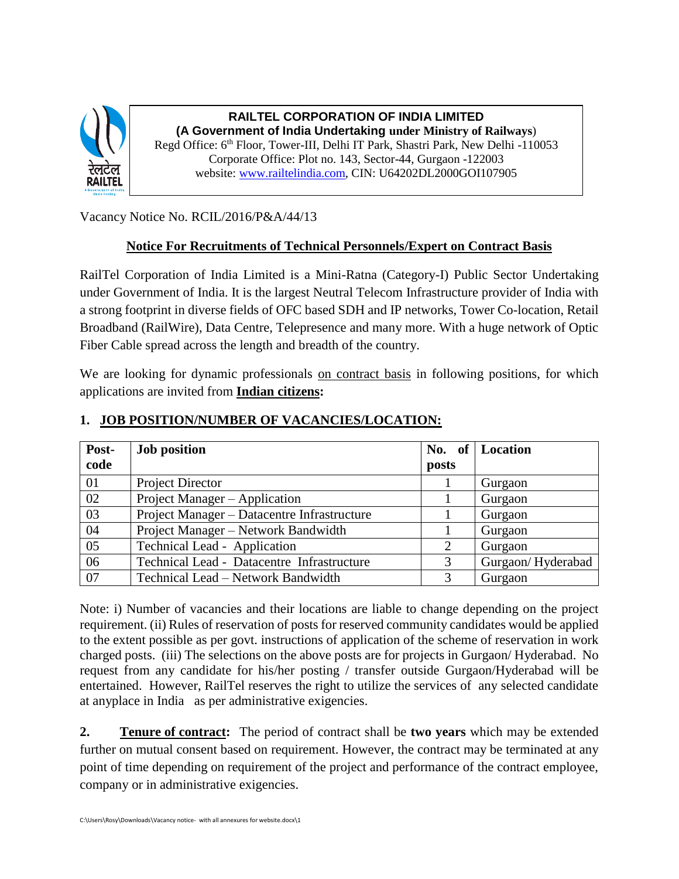**RAILTEL CORPORATION OF INDIA LIMITED**
**(A Government of India Undertaking under Ministry of Railways)**
Regd Office: 6th Floor, Tower-III, Delhi IT Park, Shastri Park, New Delhi -110053
Corporate Office: Plot no. 143, Sector-44, Gurgaon -122003
website: www.railtelindia.com, CIN: U64202DL2000GOI107905

Vacancy Notice No. RCIL/2016/P&A/44/13

## Notice For Recruitments of Technical Personnels/Expert on Contract Basis

RailTel Corporation of India Limited is a Mini-Ratna (Category-I) Public Sector Undertaking under Government of India. It is the largest Neutral Telecom Infrastructure provider of India with a strong footprint in diverse fields of OFC based SDH and IP networks, Tower Co-location, Retail Broadband (RailWire), Data Centre, Telepresence and many more. With a huge network of Optic Fiber Cable spread across the length and breadth of the country.

We are looking for dynamic professionals on contract basis in following positions, for which applications are invited from **Indian citizens:**

### 1. JOB POSITION/NUMBER OF VACANCIES/LOCATION:

| Post-code | Job position | No. of posts | Location |
|---|---|---|---|
| 01 | Project Director | 1 | Gurgaon |
| 02 | Project Manager – Application | 1 | Gurgaon |
| 03 | Project Manager – Datacentre Infrastructure | 1 | Gurgaon |
| 04 | Project Manager – Network Bandwidth | 1 | Gurgaon |
| 05 | Technical Lead - Application | 2 | Gurgaon |
| 06 | Technical Lead - Datacentre Infrastructure | 3 | Gurgaon/ Hyderabad |
| 07 | Technical Lead – Network Bandwidth | 3 | Gurgaon |

Note: i) Number of vacancies and their locations are liable to change depending on the project requirement. (ii) Rules of reservation of posts for reserved community candidates would be applied to the extent possible as per govt. instructions of application of the scheme of reservation in work charged posts. (iii) The selections on the above posts are for projects in Gurgaon/ Hyderabad. No request from any candidate for his/her posting / transfer outside Gurgaon/Hyderabad will be entertained. However, RailTel reserves the right to utilize the services of any selected candidate at anyplace in India as per administrative exigencies.

**2. Tenure of contract:** The period of contract shall be **two years** which may be extended further on mutual consent based on requirement. However, the contract may be terminated at any point of time depending on requirement of the project and performance of the contract employee, company or in administrative exigencies.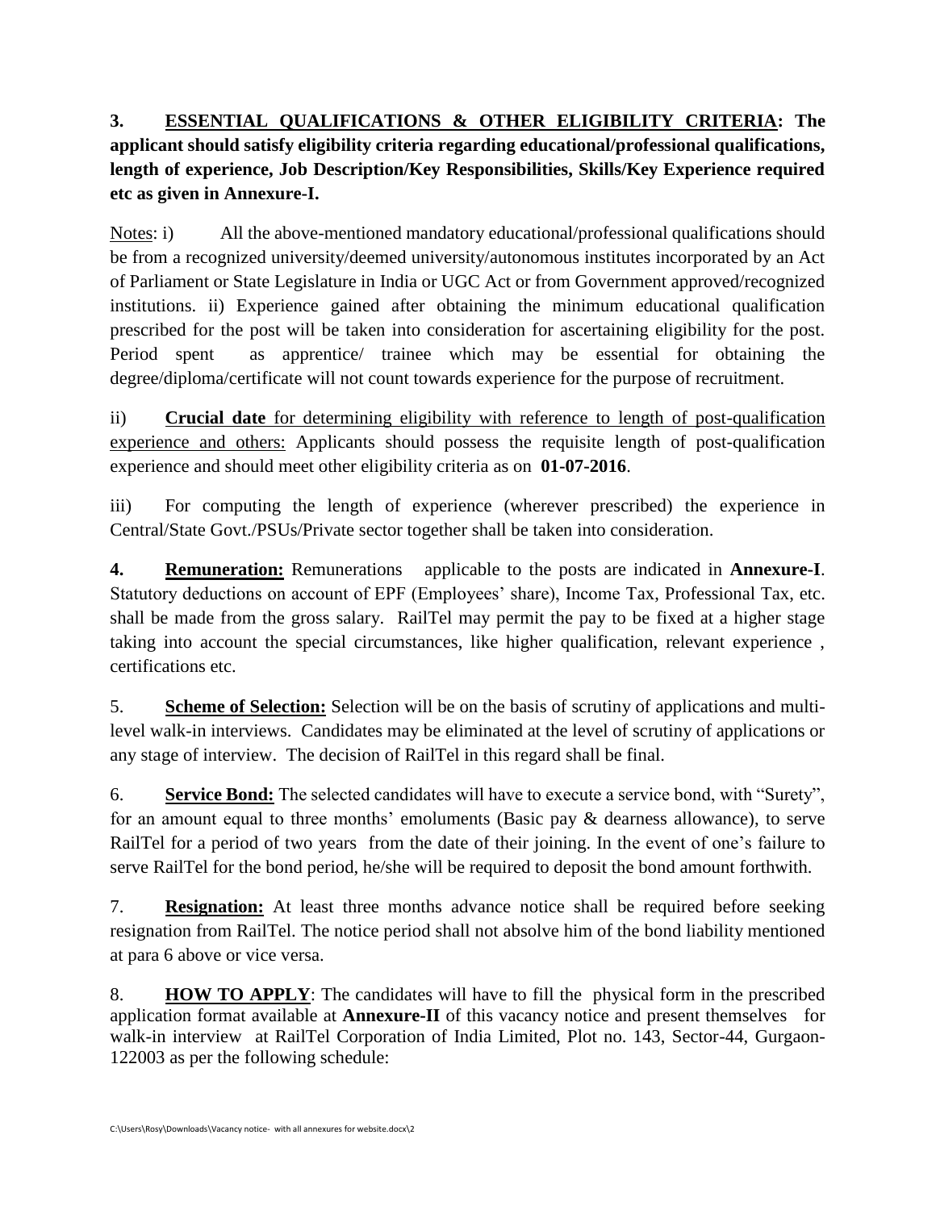**3. ESSENTIAL QUALIFICATIONS & OTHER ELIGIBILITY CRITERIA: The applicant should satisfy eligibility criteria regarding educational/professional qualifications, length of experience, Job Description/Key Responsibilities, Skills/Key Experience required etc as given in Annexure-I.**

Notes: i) All the above-mentioned mandatory educational/professional qualifications should be from a recognized university/deemed university/autonomous institutes incorporated by an Act of Parliament or State Legislature in India or UGC Act or from Government approved/recognized institutions. ii) Experience gained after obtaining the minimum educational qualification prescribed for the post will be taken into consideration for ascertaining eligibility for the post. Period spent as apprentice/ trainee which may be essential for obtaining the degree/diploma/certificate will not count towards experience for the purpose of recruitment.

ii) **Crucial date** for determining eligibility with reference to length of post-qualification experience and others: Applicants should possess the requisite length of post-qualification experience and should meet other eligibility criteria as on **01-07-2016**.

iii) For computing the length of experience (wherever prescribed) the experience in Central/State Govt./PSUs/Private sector together shall be taken into consideration.

**4. Remuneration:** Remunerations applicable to the posts are indicated in **Annexure-I**. Statutory deductions on account of EPF (Employees' share), Income Tax, Professional Tax, etc. shall be made from the gross salary. RailTel may permit the pay to be fixed at a higher stage taking into account the special circumstances, like higher qualification, relevant experience , certifications etc.

5. **Scheme of Selection:** Selection will be on the basis of scrutiny of applications and multi-level walk-in interviews. Candidates may be eliminated at the level of scrutiny of applications or any stage of interview. The decision of RailTel in this regard shall be final.

6. **Service Bond:** The selected candidates will have to execute a service bond, with "Surety", for an amount equal to three months' emoluments (Basic pay & dearness allowance), to serve RailTel for a period of two years from the date of their joining. In the event of one's failure to serve RailTel for the bond period, he/she will be required to deposit the bond amount forthwith.

7. **Resignation:** At least three months advance notice shall be required before seeking resignation from RailTel. The notice period shall not absolve him of the bond liability mentioned at para 6 above or vice versa.

8. **HOW TO APPLY**: The candidates will have to fill the physical form in the prescribed application format available at **Annexure-II** of this vacancy notice and present themselves for walk-in interview at RailTel Corporation of India Limited, Plot no. 143, Sector-44, Gurgaon-122003 as per the following schedule: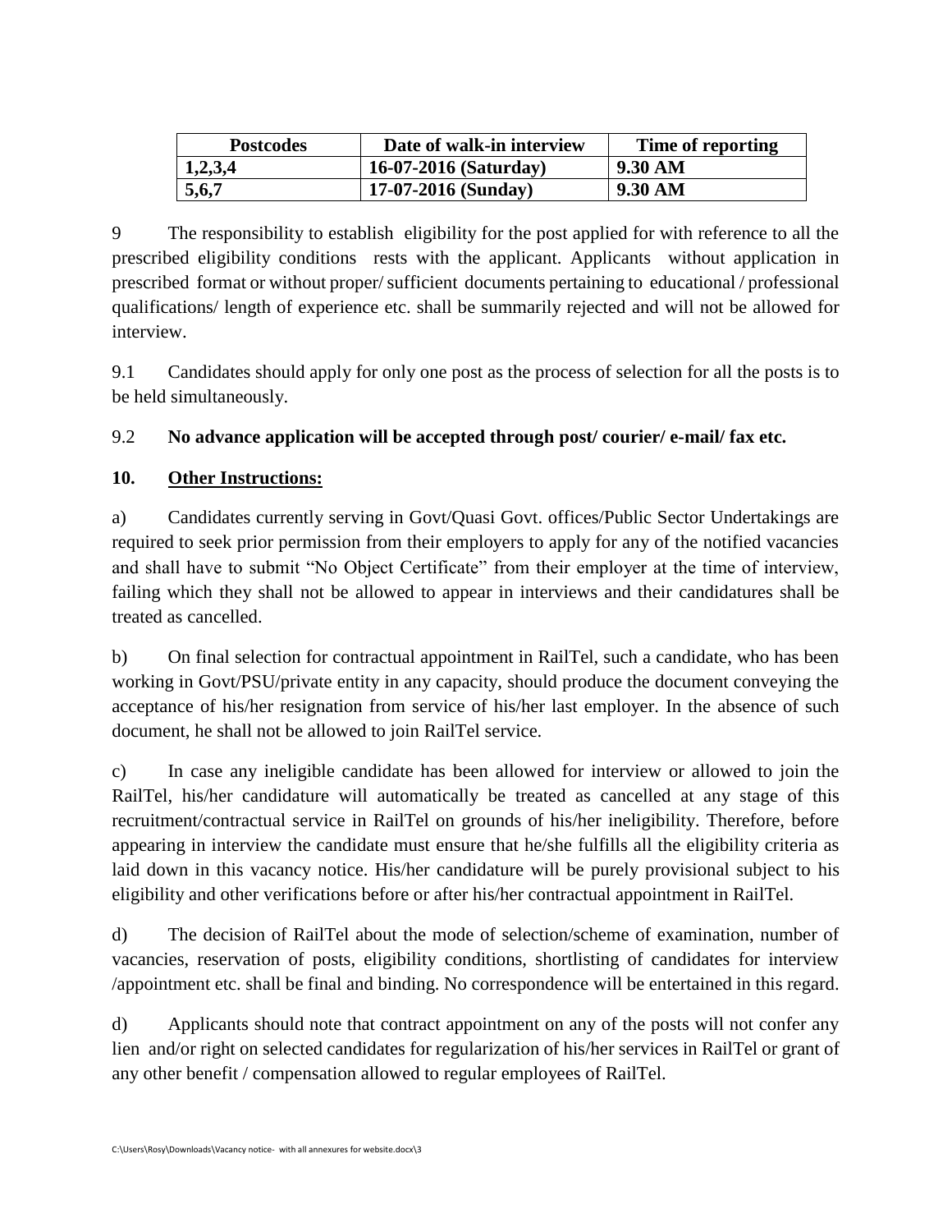| Postcodes | Date of walk-in interview | Time of reporting |
|---|---|---|
| 1,2,3,4 | 16-07-2016 (Saturday) | 9.30 AM |
| 5,6,7 | 17-07-2016 (Sunday) | 9.30 AM |

9 The responsibility to establish eligibility for the post applied for with reference to all the prescribed eligibility conditions rests with the applicant. Applicants without application in prescribed format or without proper/ sufficient documents pertaining to educational / professional qualifications/ length of experience etc. shall be summarily rejected and will not be allowed for interview.

9.1 Candidates should apply for only one post as the process of selection for all the posts is to be held simultaneously.

9.2 **No advance application will be accepted through post/ courier/ e-mail/ fax etc.**

**10. Other Instructions:**

a) Candidates currently serving in Govt/Quasi Govt. offices/Public Sector Undertakings are required to seek prior permission from their employers to apply for any of the notified vacancies and shall have to submit "No Object Certificate" from their employer at the time of interview, failing which they shall not be allowed to appear in interviews and their candidatures shall be treated as cancelled.

b) On final selection for contractual appointment in RailTel, such a candidate, who has been working in Govt/PSU/private entity in any capacity, should produce the document conveying the acceptance of his/her resignation from service of his/her last employer. In the absence of such document, he shall not be allowed to join RailTel service.

c) In case any ineligible candidate has been allowed for interview or allowed to join the RailTel, his/her candidature will automatically be treated as cancelled at any stage of this recruitment/contractual service in RailTel on grounds of his/her ineligibility. Therefore, before appearing in interview the candidate must ensure that he/she fulfills all the eligibility criteria as laid down in this vacancy notice. His/her candidature will be purely provisional subject to his eligibility and other verifications before or after his/her contractual appointment in RailTel.

d) The decision of RailTel about the mode of selection/scheme of examination, number of vacancies, reservation of posts, eligibility conditions, shortlisting of candidates for interview /appointment etc. shall be final and binding. No correspondence will be entertained in this regard.

d) Applicants should note that contract appointment on any of the posts will not confer any lien and/or right on selected candidates for regularization of his/her services in RailTel or grant of any other benefit / compensation allowed to regular employees of RailTel.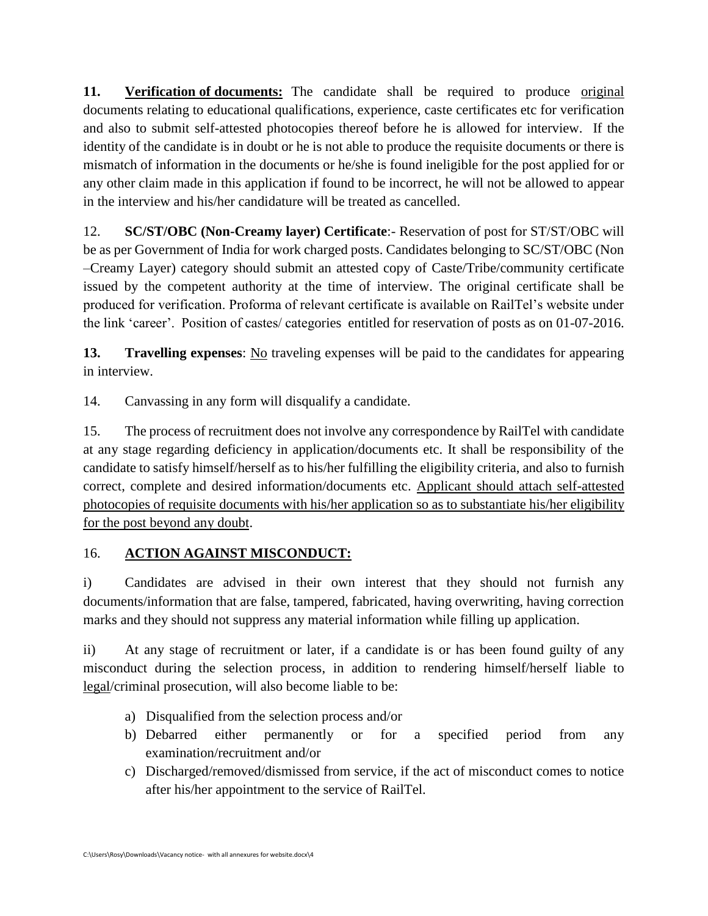**11. <u>Verification of documents:</u>** The candidate shall be required to produce <u>original</u> documents relating to educational qualifications, experience, caste certificates etc for verification and also to submit self-attested photocopies thereof before he is allowed for interview. If the identity of the candidate is in doubt or he is not able to produce the requisite documents or there is mismatch of information in the documents or he/she is found ineligible for the post applied for or any other claim made in this application if found to be incorrect, he will not be allowed to appear in the interview and his/her candidature will be treated as cancelled.

12. **SC/ST/OBC (Non-Creamy layer) Certificate**:- Reservation of post for ST/ST/OBC will be as per Government of India for work charged posts. Candidates belonging to SC/ST/OBC (Non –Creamy Layer) category should submit an attested copy of Caste/Tribe/community certificate issued by the competent authority at the time of interview. The original certificate shall be produced for verification. Proforma of relevant certificate is available on RailTel's website under the link 'career'. Position of castes/ categories entitled for reservation of posts as on 01-07-2016.

**13. Travelling expenses**: <u>No</u> traveling expenses will be paid to the candidates for appearing in interview.

14. Canvassing in any form will disqualify a candidate.

15. The process of recruitment does not involve any correspondence by RailTel with candidate at any stage regarding deficiency in application/documents etc. It shall be responsibility of the candidate to satisfy himself/herself as to his/her fulfilling the eligibility criteria, and also to furnish correct, complete and desired information/documents etc. <u>Applicant should attach self-attested photocopies of requisite documents with his/her application so as to substantiate his/her eligibility for the post beyond any doubt</u>.

16. **<u>ACTION AGAINST MISCONDUCT:</u>**

i) Candidates are advised in their own interest that they should not furnish any documents/information that are false, tampered, fabricated, having overwriting, having correction marks and they should not suppress any material information while filling up application.

ii) At any stage of recruitment or later, if a candidate is or has been found guilty of any misconduct during the selection process, in addition to rendering himself/herself liable to <u>legal</u>/criminal prosecution, will also become liable to be:

a) Disqualified from the selection process and/or
b) Debarred either permanently or for a specified period from any examination/recruitment and/or
c) Discharged/removed/dismissed from service, if the act of misconduct comes to notice after his/her appointment to the service of RailTel.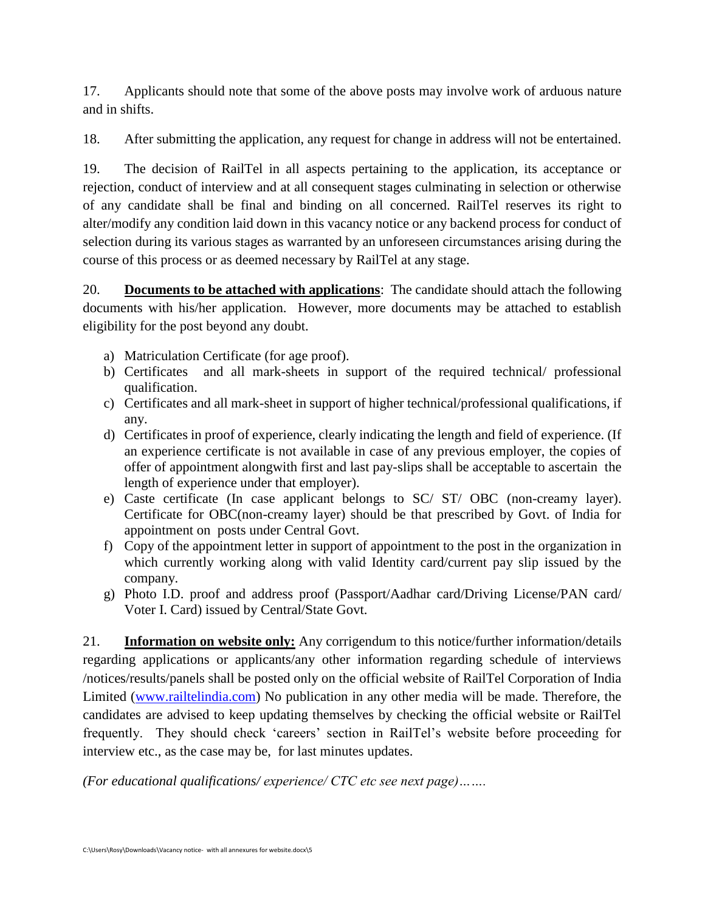17. Applicants should note that some of the above posts may involve work of arduous nature and in shifts.

18. After submitting the application, any request for change in address will not be entertained.

19. The decision of RailTel in all aspects pertaining to the application, its acceptance or rejection, conduct of interview and at all consequent stages culminating in selection or otherwise of any candidate shall be final and binding on all concerned. RailTel reserves its right to alter/modify any condition laid down in this vacancy notice or any backend process for conduct of selection during its various stages as warranted by an unforeseen circumstances arising during the course of this process or as deemed necessary by RailTel at any stage.

20. **Documents to be attached with applications**: The candidate should attach the following documents with his/her application. However, more documents may be attached to establish eligibility for the post beyond any doubt.

a) Matriculation Certificate (for age proof).
b) Certificates and all mark-sheets in support of the required technical/ professional qualification.
c) Certificates and all mark-sheet in support of higher technical/professional qualifications, if any.
d) Certificates in proof of experience, clearly indicating the length and field of experience. (If an experience certificate is not available in case of any previous employer, the copies of offer of appointment alongwith first and last pay-slips shall be acceptable to ascertain the length of experience under that employer).
e) Caste certificate (In case applicant belongs to SC/ ST/ OBC (non-creamy layer). Certificate for OBC(non-creamy layer) should be that prescribed by Govt. of India for appointment on posts under Central Govt.
f) Copy of the appointment letter in support of appointment to the post in the organization in which currently working along with valid Identity card/current pay slip issued by the company.
g) Photo I.D. proof and address proof (Passport/Aadhar card/Driving License/PAN card/ Voter I. Card) issued by Central/State Govt.

21. **Information on website only:** Any corrigendum to this notice/further information/details regarding applications or applicants/any other information regarding schedule of interviews /notices/results/panels shall be posted only on the official website of RailTel Corporation of India Limited (www.railtelindia.com) No publication in any other media will be made. Therefore, the candidates are advised to keep updating themselves by checking the official website or RailTel frequently. They should check 'careers' section in RailTel's website before proceeding for interview etc., as the case may be, for last minutes updates.

*(For educational qualifications/ experience/ CTC etc see next page)…….*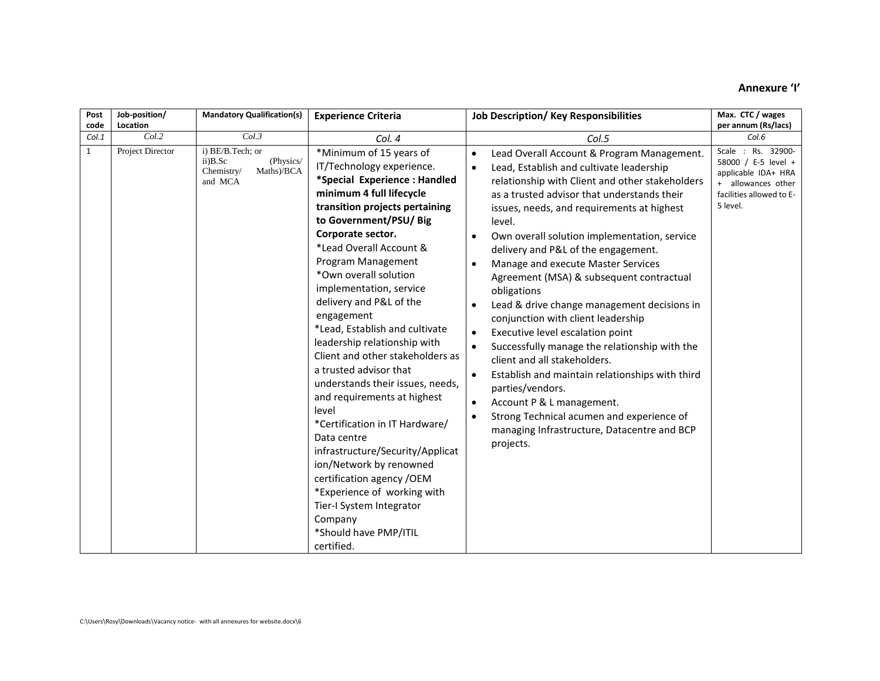**Annexure 'I'**

| Post code | Job-position/ Location | Mandatory Qualification(s) | Experience Criteria | Job Description/ Key Responsibilities | Max. CTC / wages per annum (Rs/lacs) |
|---|---|---|---|---|---|
| *Col.1* | *Col.2* | *Col.3* | *Col. 4* | *Col.5* | *Col.6* |
| 1 | Project Director | i) BE/B.Tech; or<br>ii)B.Sc (Physics/ Chemistry/ Maths)/BCA and MCA | *Minimum of 15 years of IT/Technology experience.<br>**\*Special Experience : Handled minimum 4 full lifecycle transition projects pertaining to Government/PSU/ Big Corporate sector.**<br>*Lead Overall Account & Program Management<br>*Own overall solution implementation, service delivery and P&L of the engagement<br>*Lead, Establish and cultivate leadership relationship with Client and other stakeholders as a trusted advisor that understands their issues, needs, and requirements at highest level<br>*Certification in IT Hardware/ Data centre infrastructure/Security/Application/Network by renowned certification agency /OEM<br>*Experience of working with Tier-I System Integrator Company<br>*Should have PMP/ITIL certified. | • Lead Overall Account & Program Management.<br>• Lead, Establish and cultivate leadership relationship with Client and other stakeholders as a trusted advisor that understands their issues, needs, and requirements at highest level.<br>• Own overall solution implementation, service delivery and P&L of the engagement.<br>• Manage and execute Master Services Agreement (MSA) & subsequent contractual obligations<br>• Lead & drive change management decisions in conjunction with client leadership<br>• Executive level escalation point<br>• Successfully manage the relationship with the client and all stakeholders.<br>• Establish and maintain relationships with third parties/vendors.<br>• Account P & L management.<br>• Strong Technical acumen and experience of managing Infrastructure, Datacentre and BCP projects. | Scale : Rs. 32900-58000 / E-5 level + applicable IDA+ HRA + allowances other facilities allowed to E-5 level. |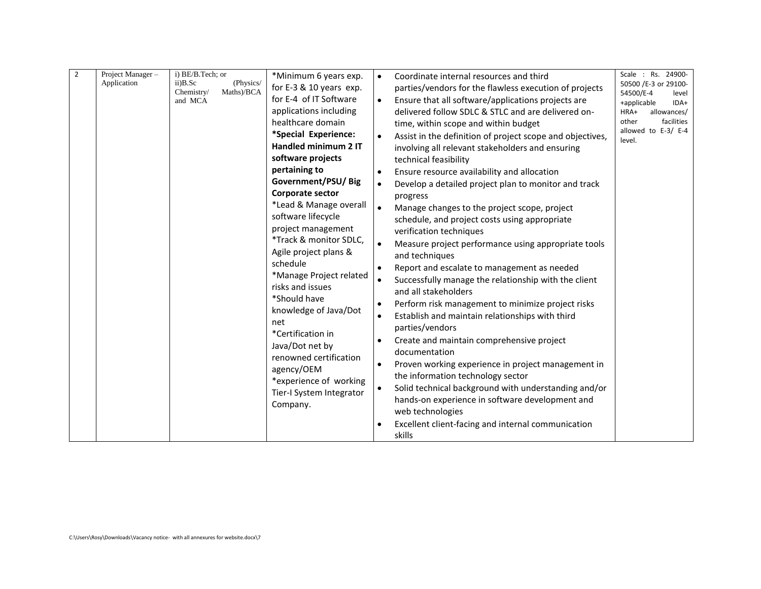| 2 | Project Manager – Application | i) BE/B.Tech; or ii)B.Sc (Physics/ Chemistry/ Maths)/BCA and MCA | *Minimum 6 years exp. for E-3 & 10 years exp. for E-4 of IT Software applications including healthcare domain<br>***Special Experience: Handled minimum 2 IT software projects pertaining to Government/PSU/ Big Corporate sector**<br>*Lead & Manage overall software lifecycle project management<br>*Track & monitor SDLC, Agile project plans & schedule<br>*Manage Project related risks and issues<br>*Should have knowledge of Java/Dot net<br>*Certification in Java/Dot net by renowned certification agency/OEM<br>*experience of working Tier-I System Integrator Company. | • Coordinate internal resources and third parties/vendors for the flawless execution of projects<br>• Ensure that all software/applications projects are delivered follow SDLC & STLC and are delivered on-time, within scope and within budget<br>• Assist in the definition of project scope and objectives, involving all relevant stakeholders and ensuring technical feasibility<br>• Ensure resource availability and allocation<br>• Develop a detailed project plan to monitor and track progress<br>• Manage changes to the project scope, project schedule, and project costs using appropriate verification techniques<br>• Measure project performance using appropriate tools and techniques<br>• Report and escalate to management as needed<br>• Successfully manage the relationship with the client and all stakeholders<br>• Perform risk management to minimize project risks<br>• Establish and maintain relationships with third parties/vendors<br>• Create and maintain comprehensive project documentation<br>• Proven working experience in project management in the information technology sector<br>• Solid technical background with understanding and/or hands-on experience in software development and web technologies<br>• Excellent client-facing and internal communication skills | Scale : Rs. 24900-50500 /E-3 or 29100-54500/E-4 level +applicable IDA+ HRA+ allowances/ other facilities allowed to E-3/ E-4 level. |
|---|---|---|---|---|---|

C:\Users\Rosy\Downloads\Vacancy notice- with all annexures for website.docx\7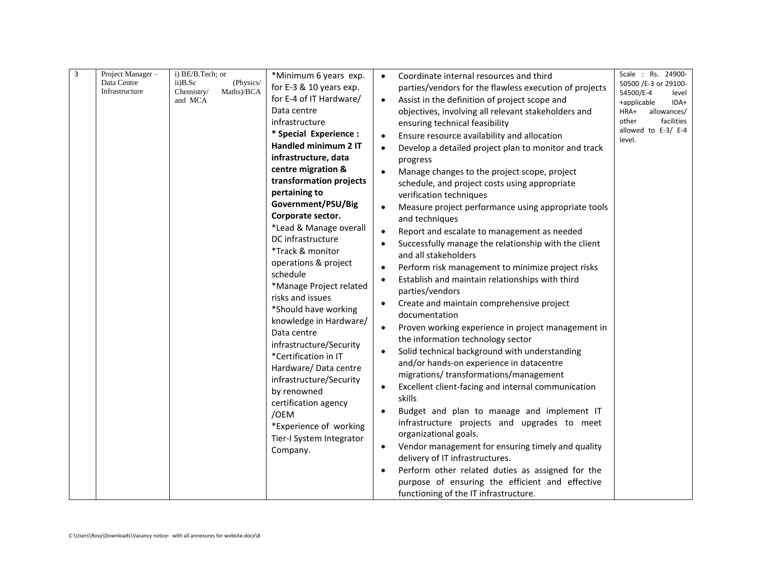| 3 | Project Manager – Data Centre Infrastructure | i) BE/B.Tech; or<br>ii)B.Sc (Physics/ Chemistry/ Maths)/BCA and MCA | *Minimum 6 years exp. for E-3 & 10 years exp. for E-4 of IT Hardware/ Data centre infrastructure<br>**\* Special Experience : Handled minimum 2 IT infrastructure, data centre migration & transformation projects pertaining to Government/PSU/Big Corporate sector.**<br>*Lead & Manage overall DC infrastructure<br>*Track & monitor operations & project schedule<br>*Manage Project related risks and issues<br>*Should have working knowledge in Hardware/ Data centre infrastructure/Security<br>*Certification in IT Hardware/ Data centre infrastructure/Security by renowned certification agency /OEM<br>*Experience of working Tier-I System Integrator Company. | • Coordinate internal resources and third parties/vendors for the flawless execution of projects<br>• Assist in the definition of project scope and objectives, involving all relevant stakeholders and ensuring technical feasibility<br>• Ensure resource availability and allocation<br>• Develop a detailed project plan to monitor and track progress<br>• Manage changes to the project scope, project schedule, and project costs using appropriate verification techniques<br>• Measure project performance using appropriate tools and techniques<br>• Report and escalate to management as needed<br>• Successfully manage the relationship with the client and all stakeholders<br>• Perform risk management to minimize project risks<br>• Establish and maintain relationships with third parties/vendors<br>• Create and maintain comprehensive project documentation<br>• Proven working experience in project management in the information technology sector<br>• Solid technical background with understanding and/or hands-on experience in datacentre migrations/ transformations/management<br>• Excellent client-facing and internal communication skills<br>• Budget and plan to manage and implement IT infrastructure projects and upgrades to meet organizational goals.<br>• Vendor management for ensuring timely and quality delivery of IT infrastructures.<br>• Perform other related duties as assigned for the purpose of ensuring the efficient and effective functioning of the IT infrastructure. | Scale : Rs. 24900-50500 /E-3 or 29100-54500/E-4 level +applicable IDA+ HRA+ allowances/ other facilities allowed to E-3/ E-4 level. |
|---|---|---|---|---|---|

C:\Users\Rosy\Downloads\Vacancy notice- with all annexures for website.docx\8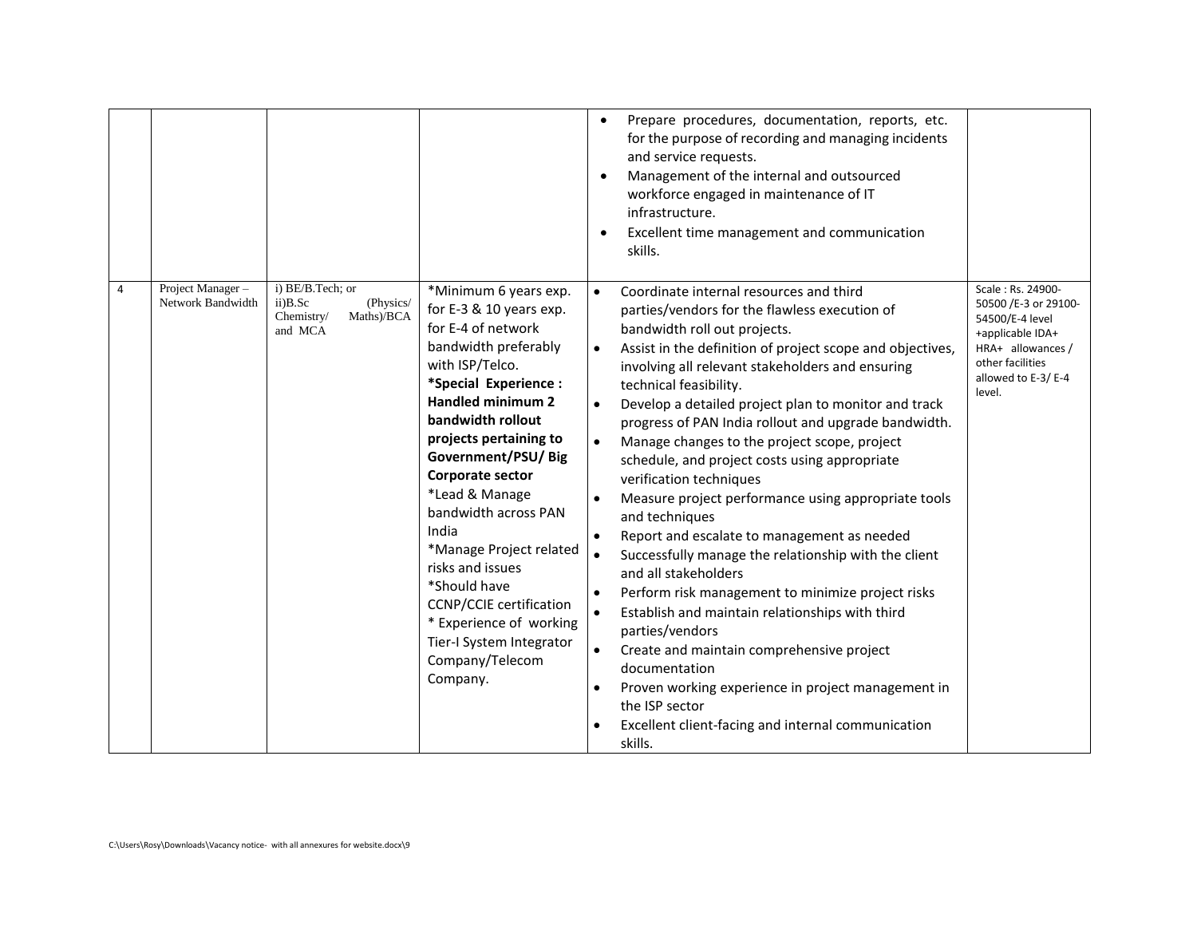| | | | | | |
|---|---|---|---|---|---|
| | | | | • Prepare procedures, documentation, reports, etc. for the purpose of recording and managing incidents and service requests.<br>• Management of the internal and outsourced workforce engaged in maintenance of IT infrastructure.<br>• Excellent time management and communication skills. | |
| 4 | Project Manager – Network Bandwidth | i) BE/B.Tech; or<br>ii)B.Sc (Physics/ Chemistry/ Maths)/BCA and MCA | *Minimum 6 years exp. for E-3 & 10 years exp. for E-4 of network bandwidth preferably with ISP/Telco.<br>***Special Experience : Handled minimum 2 bandwidth rollout projects pertaining to Government/PSU/ Big Corporate sector**<br>*Lead & Manage bandwidth across PAN India<br>*Manage Project related risks and issues<br>*Should have CCNP/CCIE certification<br>* Experience of working Tier-I System Integrator Company/Telecom Company. | • Coordinate internal resources and third parties/vendors for the flawless execution of bandwidth roll out projects.<br>• Assist in the definition of project scope and objectives, involving all relevant stakeholders and ensuring technical feasibility.<br>• Develop a detailed project plan to monitor and track progress of PAN India rollout and upgrade bandwidth.<br>• Manage changes to the project scope, project schedule, and project costs using appropriate verification techniques<br>• Measure project performance using appropriate tools and techniques<br>• Report and escalate to management as needed<br>• Successfully manage the relationship with the client and all stakeholders<br>• Perform risk management to minimize project risks<br>• Establish and maintain relationships with third parties/vendors<br>• Create and maintain comprehensive project documentation<br>• Proven working experience in project management in the ISP sector<br>• Excellent client-facing and internal communication skills. | Scale : Rs. 24900-50500 /E-3 or 29100-54500/E-4 level +applicable IDA+ HRA+ allowances / other facilities allowed to E-3/ E-4 level. |

C:\Users\Rosy\Downloads\Vacancy notice- with all annexures for website.docx\9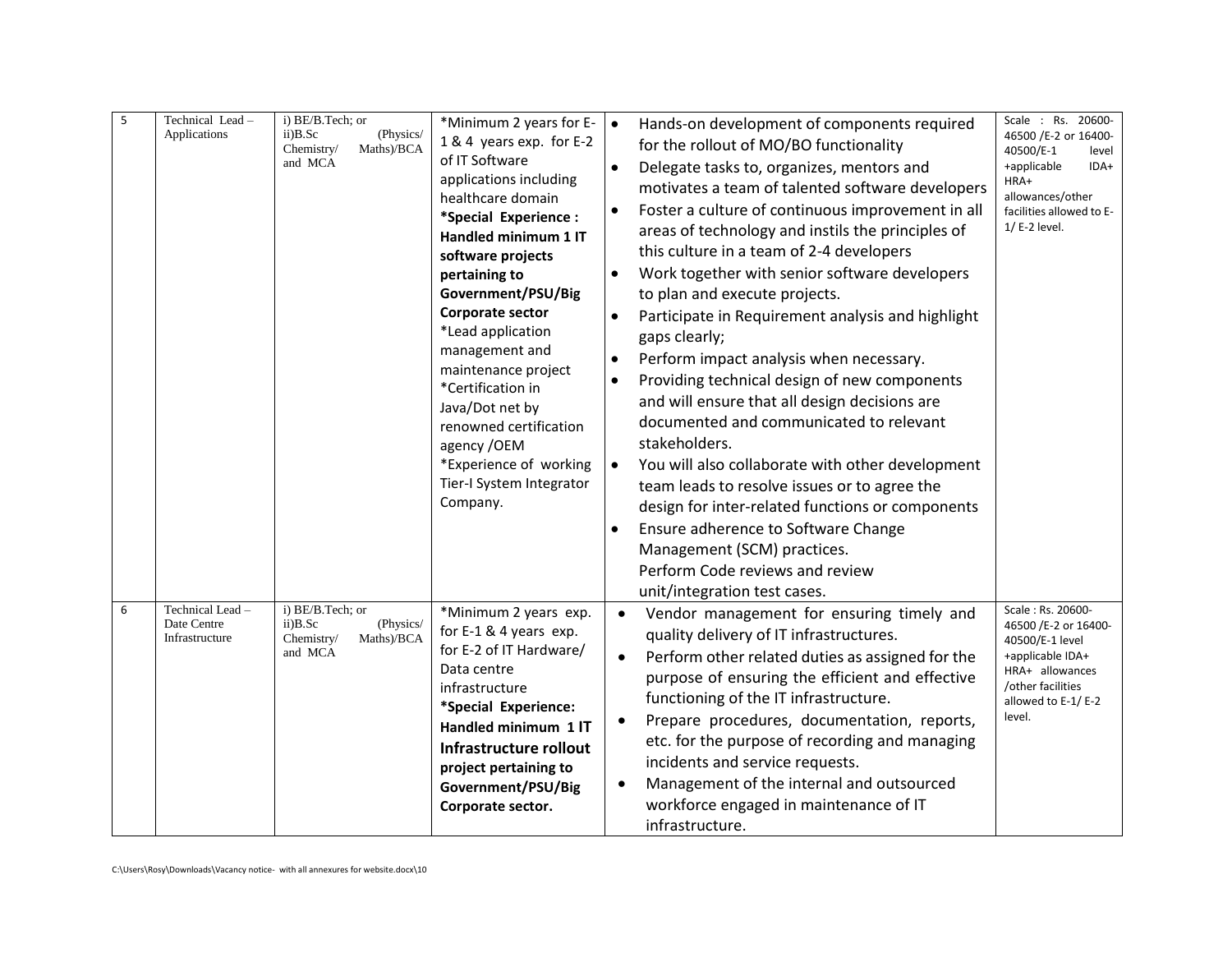| 5 | Technical Lead – Applications | i) BE/B.Tech; or ii)B.Sc (Physics/ Chemistry/ Maths)/BCA and MCA | *Minimum 2 years for E-1 & 4 years exp. for E-2 of IT Software applications including healthcare domain<br>**\*Special Experience : Handled minimum 1 IT software projects pertaining to Government/PSU/Big Corporate sector**<br>*Lead application management and maintenance project<br>*Certification in Java/Dot net by renowned certification agency /OEM<br>*Experience of working Tier-I System Integrator Company. | • Hands-on development of components required for the rollout of MO/BO functionality<br>• Delegate tasks to, organizes, mentors and motivates a team of talented software developers<br>• Foster a culture of continuous improvement in all areas of technology and instils the principles of this culture in a team of 2-4 developers<br>• Work together with senior software developers to plan and execute projects.<br>• Participate in Requirement analysis and highlight gaps clearly;<br>• Perform impact analysis when necessary.<br>• Providing technical design of new components and will ensure that all design decisions are documented and communicated to relevant stakeholders.<br>• You will also collaborate with other development team leads to resolve issues or to agree the design for inter-related functions or components<br>• Ensure adherence to Software Change Management (SCM) practices.<br>Perform Code reviews and review unit/integration test cases. | Scale : Rs. 20600-46500 /E-2 or 16400-40500/E-1 level +applicable IDA+ HRA+ allowances/other facilities allowed to E-1/ E-2 level. |
|---|---|---|---|---|---|
| 6 | Technical Lead – Date Centre Infrastructure | i) BE/B.Tech; or ii)B.Sc (Physics/ Chemistry/ Maths)/BCA and MCA | *Minimum 2 years exp. for E-1 & 4 years exp. for E-2 of IT Hardware/ Data centre infrastructure<br>**\*Special Experience: Handled minimum 1 IT Infrastructure rollout project pertaining to Government/PSU/Big Corporate sector.** | • Vendor management for ensuring timely and quality delivery of IT infrastructures.<br>• Perform other related duties as assigned for the purpose of ensuring the efficient and effective functioning of the IT infrastructure.<br>• Prepare procedures, documentation, reports, etc. for the purpose of recording and managing incidents and service requests.<br>• Management of the internal and outsourced workforce engaged in maintenance of IT infrastructure. | Scale : Rs. 20600-46500 /E-2 or 16400-40500/E-1 level +applicable IDA+ HRA+ allowances /other facilities allowed to E-1/ E-2 level. |

C:\Users\Rosy\Downloads\Vacancy notice- with all annexures for website.docx\10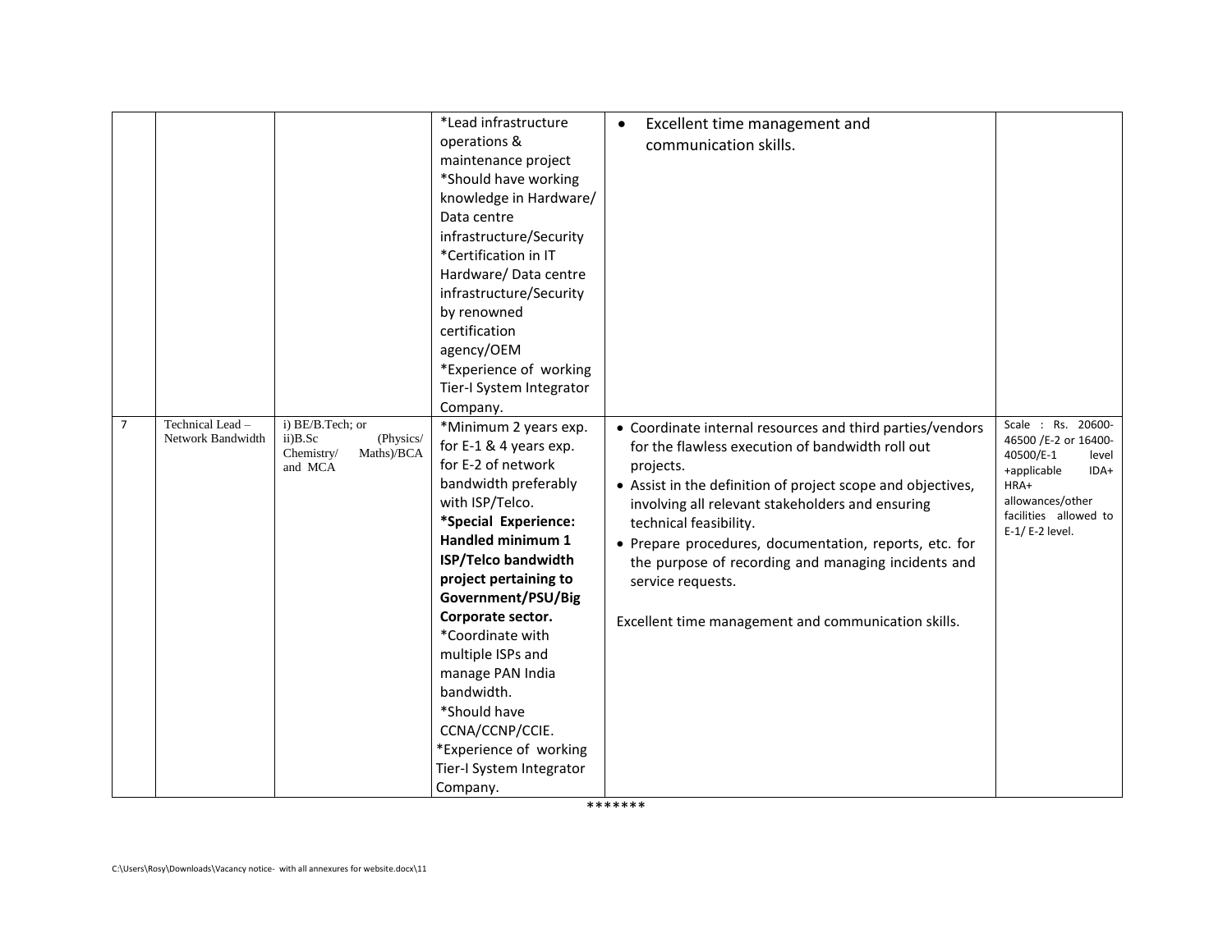| | | | | | |
|---|---|---|---|---|---|
| | | | *Lead infrastructure operations & maintenance project<br>*Should have working knowledge in Hardware/ Data centre infrastructure/Security<br>*Certification in IT Hardware/ Data centre infrastructure/Security by renowned certification agency/OEM<br>*Experience of working Tier-I System Integrator Company. | • Excellent time management and communication skills. | |
| 7 | Technical Lead – Network Bandwidth | i) BE/B.Tech; or<br>ii)B.Sc (Physics/ Chemistry/ Maths)/BCA and MCA | *Minimum 2 years exp. for E-1 & 4 years exp. for E-2 of network bandwidth preferably with ISP/Telco.<br>**\*Special Experience: Handled minimum 1 ISP/Telco bandwidth project pertaining to Government/PSU/Big Corporate sector.**<br>*Coordinate with multiple ISPs and manage PAN India bandwidth.<br>*Should have CCNA/CCNP/CCIE.<br>*Experience of working Tier-I System Integrator Company. | • Coordinate internal resources and third parties/vendors for the flawless execution of bandwidth roll out projects.<br>• Assist in the definition of project scope and objectives, involving all relevant stakeholders and ensuring technical feasibility.<br>• Prepare procedures, documentation, reports, etc. for the purpose of recording and managing incidents and service requests.<br><br>Excellent time management and communication skills. | Scale : Rs. 20600-46500 /E-2 or 16400-40500/E-1 level +applicable IDA+ HRA+ allowances/other facilities allowed to E-1/ E-2 level. |

*******

C:\Users\Rosy\Downloads\Vacancy notice- with all annexures for website.docx\11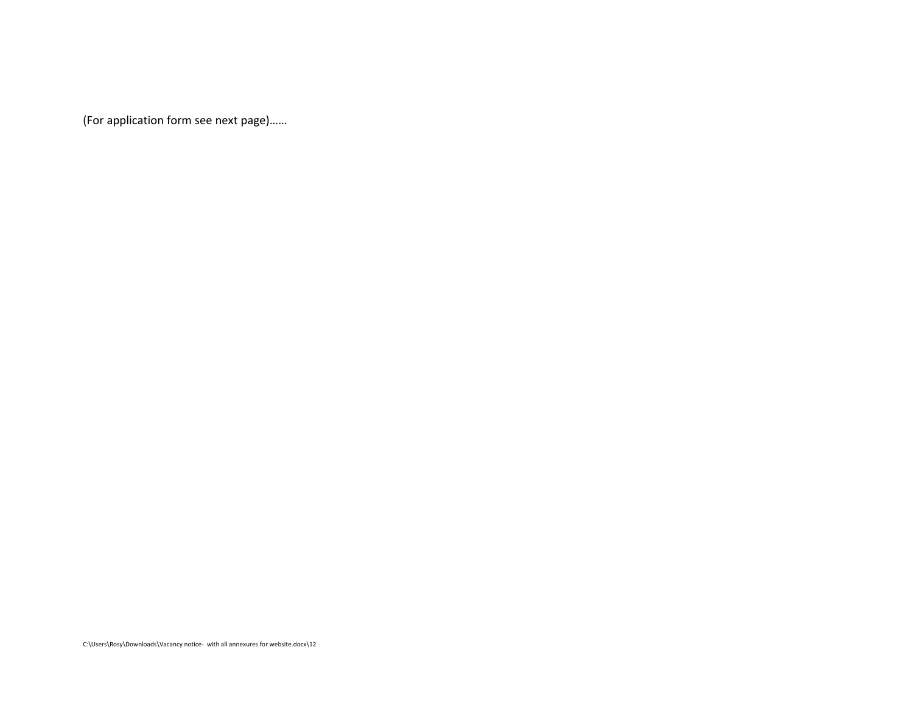(For application form see next page)……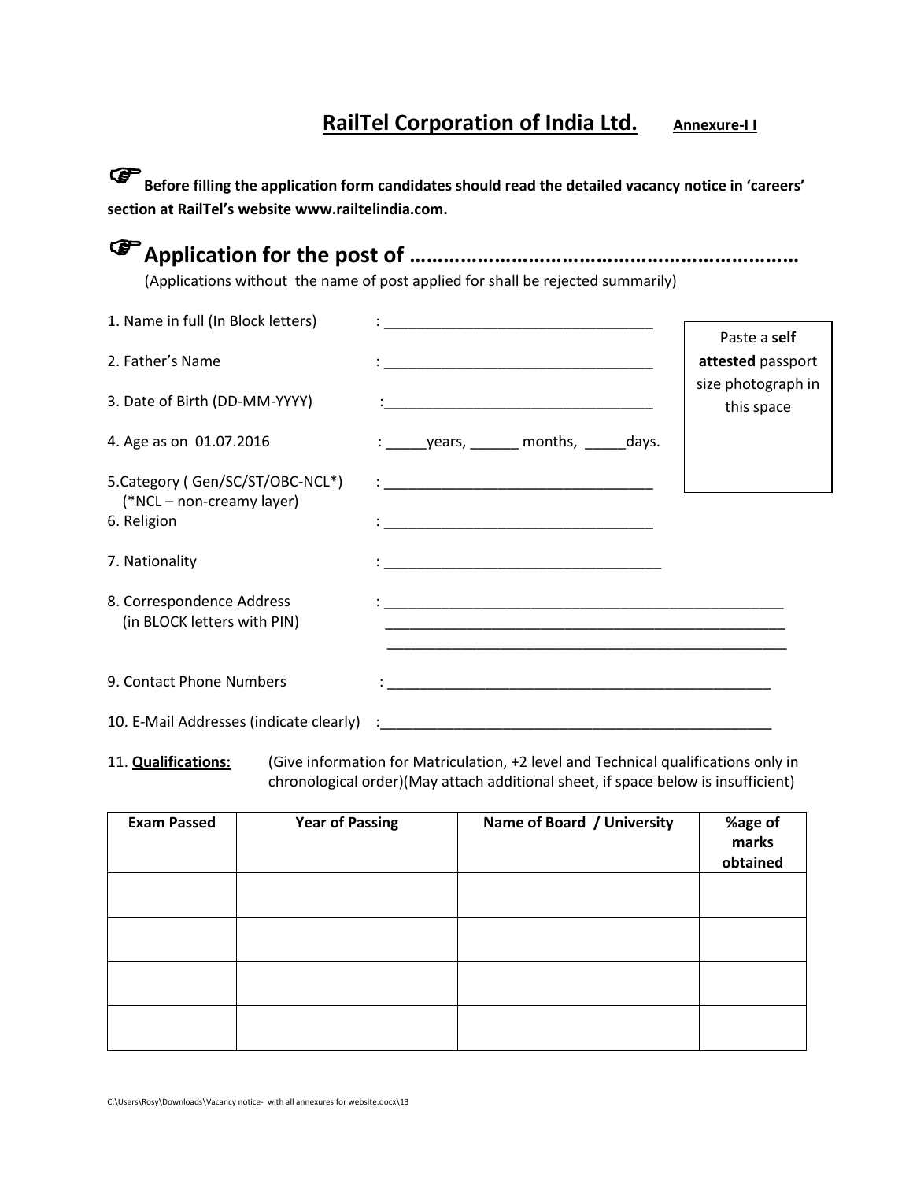# RailTel Corporation of India Ltd. Annexure-I I

☞ **Before filling the application form candidates should read the detailed vacancy notice in 'careers' section at RailTel's website www.railtelindia.com.**

## ☞ Application for the post of ……………………………………………………………

(Applications without the name of post applied for shall be rejected summarily)

1. Name in full (In Block letters) : ______________________________

2. Father's Name : ______________________________

3. Date of Birth (DD-MM-YYYY) : ______________________________

4. Age as on 01.07.2016 : _____years, ______ months, _____days.

5. Category ( Gen/SC/ST/OBC-NCL*) : ______________________________
   (*NCL – non-creamy layer)

6. Religion : ______________________________

7. Nationality : ______________________________

8. Correspondence Address (in BLOCK letters with PIN) : ______________________________
   ______________________________
   ______________________________

9. Contact Phone Numbers : ______________________________

10. E-Mail Addresses (indicate clearly) : ______________________________

Paste a **self attested** passport size photograph in this space

11. **Qualifications:** (Give information for Matriculation, +2 level and Technical qualifications only in chronological order)(May attach additional sheet, if space below is insufficient)

| Exam Passed | Year of Passing | Name of Board / University | %age of marks obtained |
|---|---|---|---|
| | | | |
| | | | |
| | | | |
| | | | |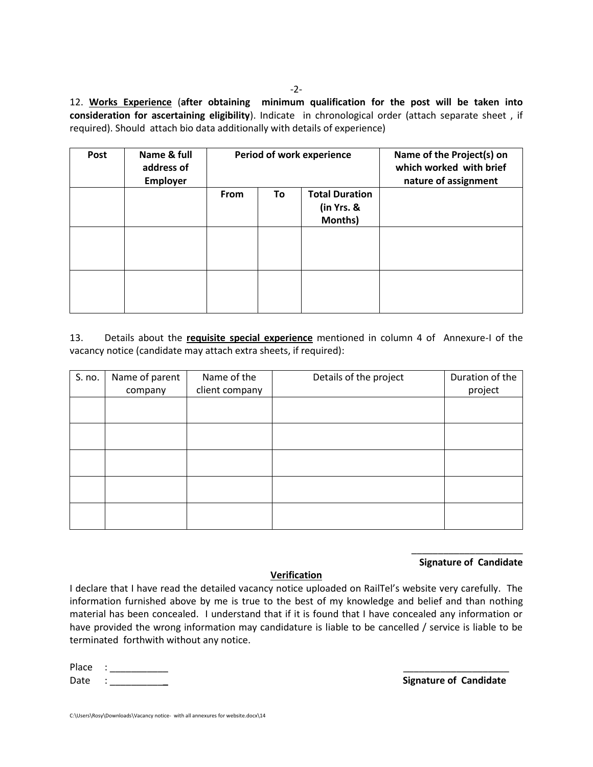12. **Works Experience** (**after obtaining minimum qualification for the post will be taken into consideration for ascertaining eligibility**). Indicate in chronological order (attach separate sheet , if required). Should attach bio data additionally with details of experience)

| **Post** | **Name & full address of Employer** | **Period of work experience** | | | **Name of the Project(s) on which worked with brief nature of assignment** |
|---|---|---|---|---|---|
| | | **From** | **To** | **Total Duration (in Yrs. & Months)** | |
| | | | | | |
| | | | | | |

13. Details about the **requisite special experience** mentioned in column 4 of Annexure-I of the vacancy notice (candidate may attach extra sheets, if required):

| S. no. | Name of parent company | Name of the client company | Details of the project | Duration of the project |
|---|---|---|---|---|
| | | | | |
| | | | | |
| | | | | |
| | | | | |
| | | | | |

______________________

**Signature of Candidate**

**Verification**

I declare that I have read the detailed vacancy notice uploaded on RailTel's website very carefully. The information furnished above by me is true to the best of my knowledge and belief and than nothing material has been concealed. I understand that if it is found that I have concealed any information or have provided the wrong information may candidature is liable to be cancelled / service is liable to be terminated forthwith without any notice.

Place : ___________

Date : ___________

____________________

**Signature of Candidate**

C:\Users\Rosy\Downloads\Vacancy notice- with all annexures for website.docx\14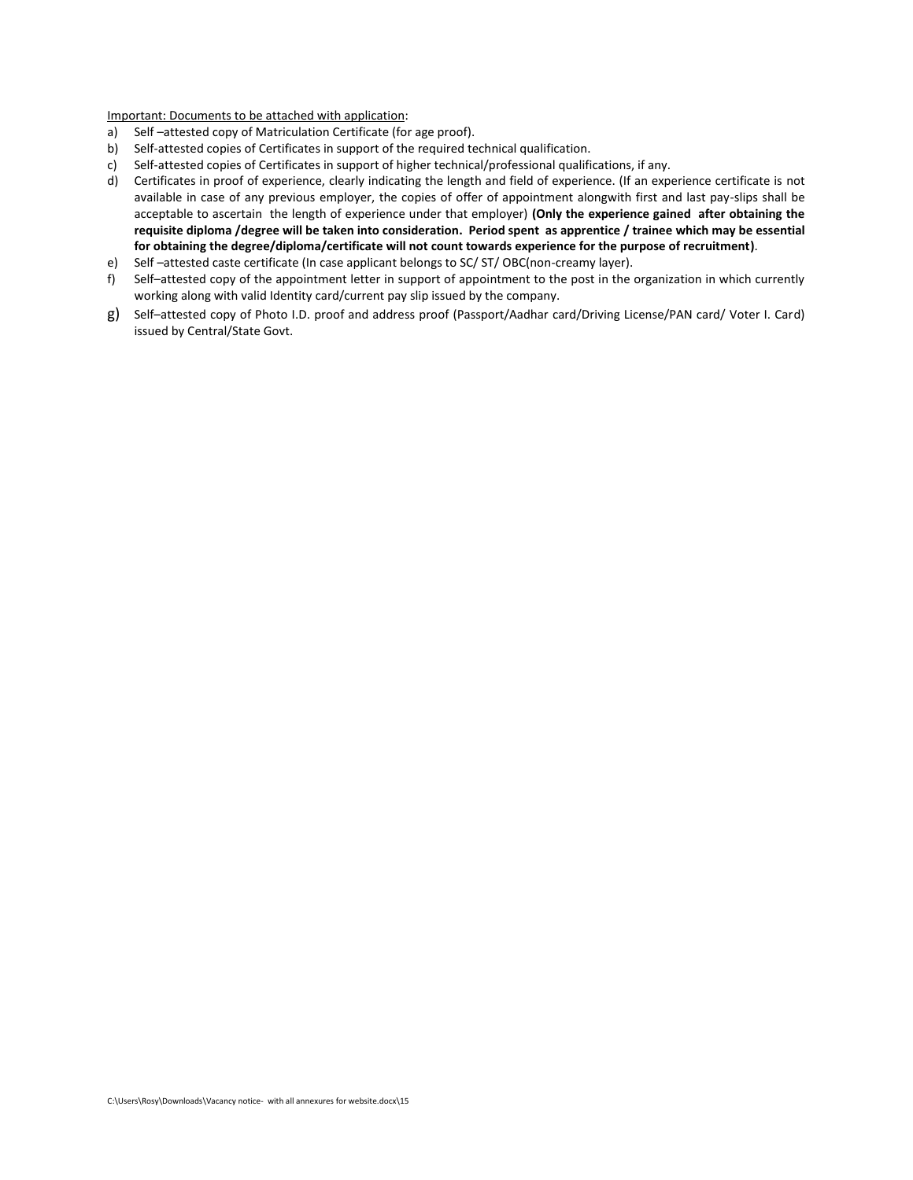Important: Documents to be attached with application:

a) Self –attested copy of Matriculation Certificate (for age proof).
b) Self-attested copies of Certificates in support of the required technical qualification.
c) Self-attested copies of Certificates in support of higher technical/professional qualifications, if any.
d) Certificates in proof of experience, clearly indicating the length and field of experience. (If an experience certificate is not available in case of any previous employer, the copies of offer of appointment alongwith first and last pay-slips shall be acceptable to ascertain the length of experience under that employer) **(Only the experience gained after obtaining the requisite diploma /degree will be taken into consideration. Period spent as apprentice / trainee which may be essential for obtaining the degree/diploma/certificate will not count towards experience for the purpose of recruitment)**.
e) Self –attested caste certificate (In case applicant belongs to SC/ ST/ OBC(non-creamy layer).
f) Self–attested copy of the appointment letter in support of appointment to the post in the organization in which currently working along with valid Identity card/current pay slip issued by the company.
g) Self–attested copy of Photo I.D. proof and address proof (Passport/Aadhar card/Driving License/PAN card/ Voter I. Card) issued by Central/State Govt.